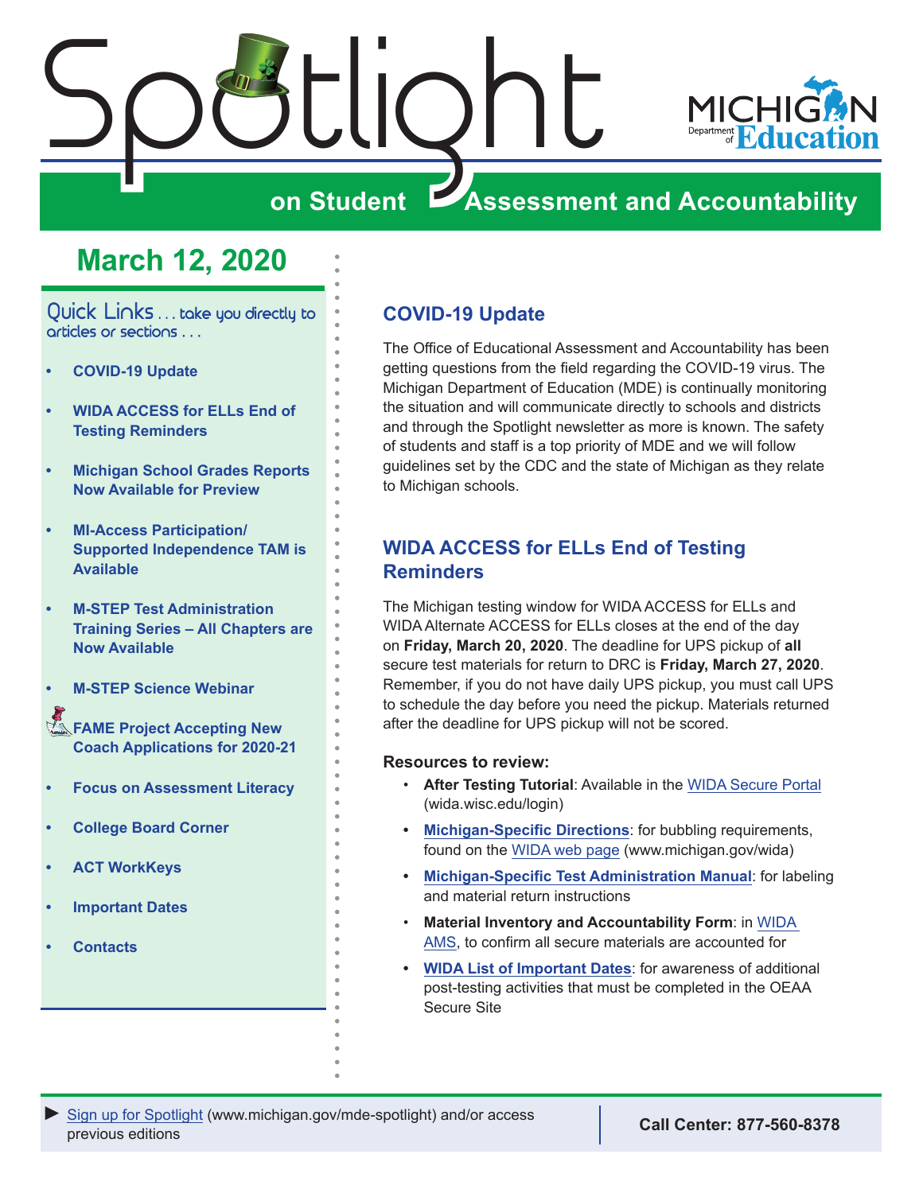# Spotlight on Student Assessment and Accountability

## March 12, 2020

Quick Links . . . take you directly to articles or sections . . .

- COVID-19 Update
- WIDA ACCESS for ELLs End of Testing Reminders
- Michigan School Grades Reports Now Available for Preview
- MI-Access Participation/ Supported Independence TAM is Available
- M-STEP Test Administration Training Series – All Chapters are Now Available
- M-STEP Science Webinar
- FAME Project Accepting New Coach Applications for 2020-21
- Focus on Assessment Literacy
- College Board Corner
- ACT WorkKeys
- Important Dates
- Contacts

## COVID-19 Update

The Office of Educational Assessment and Accountability has been getting questions from the field regarding the COVID-19 virus. The Michigan Department of Education (MDE) is continually monitoring the situation and will communicate directly to schools and districts and through the Spotlight newsletter as more is known. The safety of students and staff is a top priority of MDE and we will follow guidelines set by the CDC and the state of Michigan as they relate to Michigan schools.

## WIDA ACCESS for ELLs End of Testing Reminders

The Michigan testing window for WIDA ACCESS for ELLs and WIDA Alternate ACCESS for ELLs closes at the end of the day on **Friday, March 20, 2020**. The deadline for UPS pickup of **all** secure test materials for return to DRC is **Friday, March 27, 2020**. Remember, if you do not have daily UPS pickup, you must call UPS to schedule the day before you need the pickup. Materials returned after the deadline for UPS pickup will not be scored.

**Resources to review:**

- **After Testing Tutorial**: Available in the WIDA Secure Portal (wida.wisc.edu/login)
- **Michigan-Specific Directions**: for bubbling requirements, found on the WIDA web page (www.michigan.gov/wida)
- **Michigan-Specific Test Administration Manual**: for labeling and material return instructions
- **Material Inventory and Accountability Form**: in WIDA AMS, to confirm all secure materials are accounted for
- **WIDA List of Important Dates**: for awareness of additional post-testing activities that must be completed in the OEAA Secure Site

► Sign up for Spotlight (www.michigan.gov/mde-spotlight) and/or access previous editions

**Call Center: 877-560-8378**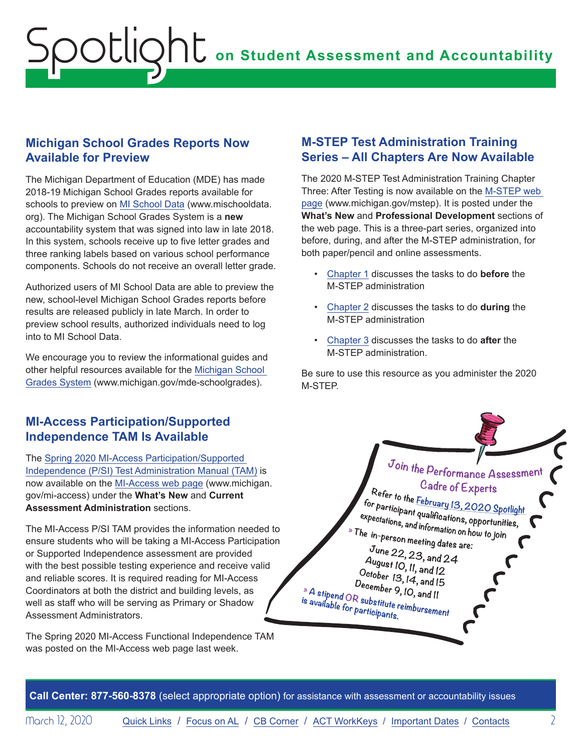## Michigan School Grades Reports Now Available for Preview

The Michigan Department of Education (MDE) has made 2018-19 Michigan School Grades reports available for schools to preview on MI School Data (www.mischooldata.org). The Michigan School Grades System is a **new** accountability system that was signed into law in late 2018. In this system, schools receive up to five letter grades and three ranking labels based on various school performance components. Schools do not receive an overall letter grade.

Authorized users of MI School Data are able to preview the new, school-level Michigan School Grades reports before results are released publicly in late March. In order to preview school results, authorized individuals need to log into to MI School Data.

We encourage you to review the informational guides and other helpful resources available for the Michigan School Grades System (www.michigan.gov/mde-schoolgrades).

## MI-Access Participation/Supported Independence TAM Is Available

The Spring 2020 MI-Access Participation/Supported Independence (P/SI) Test Administration Manual (TAM) is now available on the MI-Access web page (www.michigan.gov/mi-access) under the **What's New** and **Current Assessment Administration** sections.

The MI-Access P/SI TAM provides the information needed to ensure students who will be taking a MI-Access Participation or Supported Independence assessment are provided with the best possible testing experience and receive valid and reliable scores. It is required reading for MI-Access Coordinators at both the district and building levels, as well as staff who will be serving as Primary or Shadow Assessment Administrators.

The Spring 2020 MI-Access Functional Independence TAM was posted on the MI-Access web page last week.

## M-STEP Test Administration Training Series – All Chapters Are Now Available

The 2020 M-STEP Test Administration Training Chapter Three: After Testing is now available on the M-STEP web page (www.michigan.gov/mstep). It is posted under the **What's New** and **Professional Development** sections of the web page. This is a three-part series, organized into before, during, and after the M-STEP administration, for both paper/pencil and online assessments.

- Chapter 1 discusses the tasks to do **before** the M-STEP administration
- Chapter 2 discusses the tasks to do **during** the M-STEP administration
- Chapter 3 discusses the tasks to do **after** the M-STEP administration.

Be sure to use this resource as you administer the 2020 M-STEP.

**Join the Performance Assessment Cadre of Experts**

Refer to the February 13, 2020 Spotlight for participant qualifications, opportunities, expectations, and information on how to join

» The in-person meeting dates are:

June 22, 23, and 24
August 10, 11, and 12
October 13, 14, and 15
December 9, 10, and 11

» A stipend OR substitute reimbursement is available for participants.

**Call Center: 877-560-8378** (select appropriate option) for assistance with assessment or accountability issues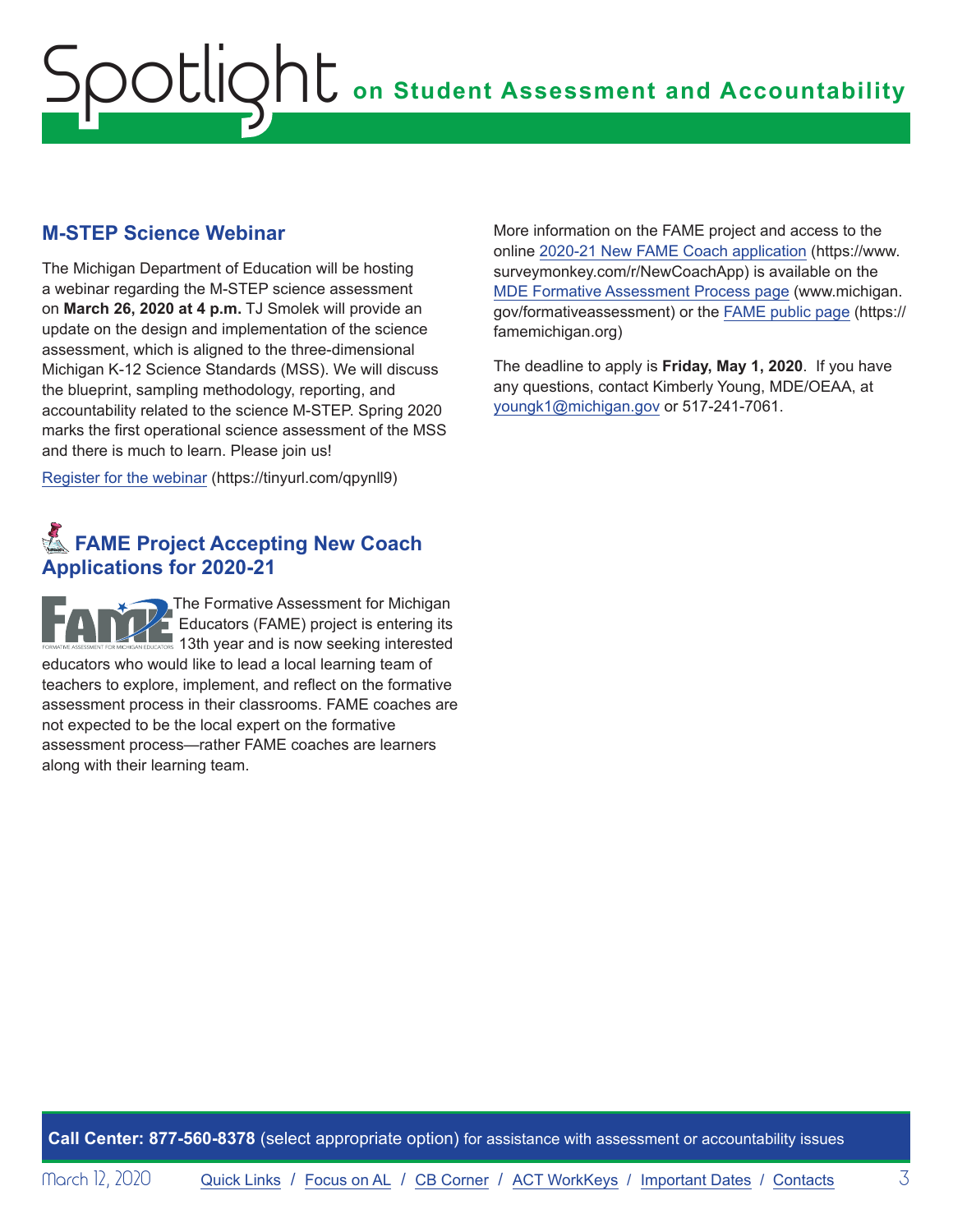## M-STEP Science Webinar

The Michigan Department of Education will be hosting a webinar regarding the M-STEP science assessment on **March 26, 2020 at 4 p.m.** TJ Smolek will provide an update on the design and implementation of the science assessment, which is aligned to the three-dimensional Michigan K-12 Science Standards (MSS). We will discuss the blueprint, sampling methodology, reporting, and accountability related to the science M-STEP. Spring 2020 marks the first operational science assessment of the MSS and there is much to learn. Please join us!

Register for the webinar (https://tinyurl.com/qpynll9)

## FAME Project Accepting New Coach Applications for 2020-21

The Formative Assessment for Michigan Educators (FAME) project is entering its 13th year and is now seeking interested educators who would like to lead a local learning team of teachers to explore, implement, and reflect on the formative assessment process in their classrooms. FAME coaches are not expected to be the local expert on the formative assessment process—rather FAME coaches are learners along with their learning team.

More information on the FAME project and access to the online 2020-21 New FAME Coach application (https://www.surveymonkey.com/r/NewCoachApp) is available on the MDE Formative Assessment Process page (www.michigan.gov/formativeassessment) or the FAME public page (https://famemichigan.org)

The deadline to apply is **Friday, May 1, 2020**. If you have any questions, contact Kimberly Young, MDE/OEAA, at youngk1@michigan.gov or 517-241-7061.

**Call Center: 877-560-8378** (select appropriate option) for assistance with assessment or accountability issues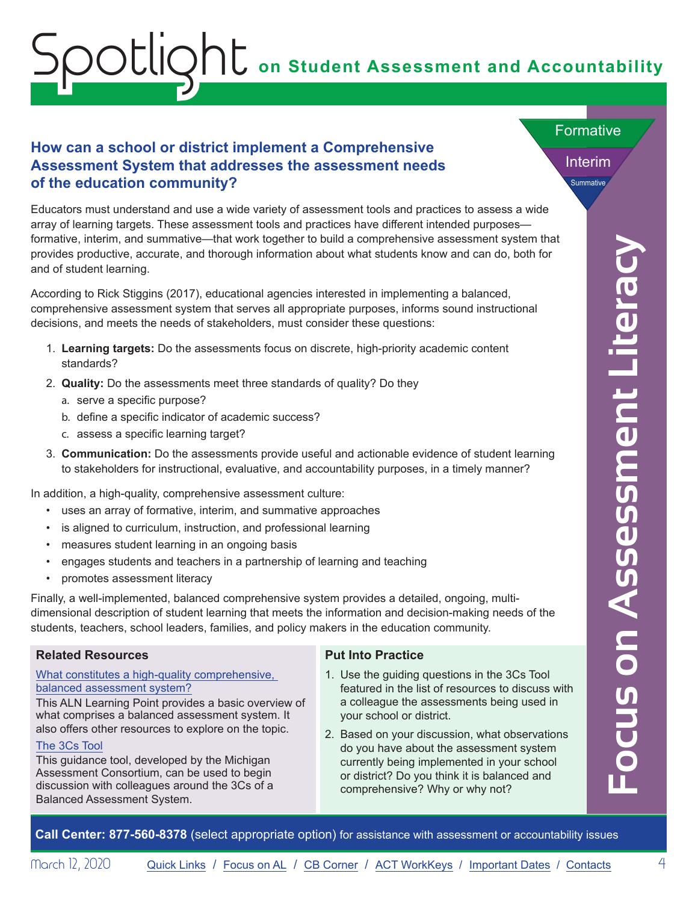# Spotlight on Student Assessment and Accountability

## How can a school or district implement a Comprehensive Assessment System that addresses the assessment needs of the education community?

Educators must understand and use a wide variety of assessment tools and practices to assess a wide array of learning targets. These assessment tools and practices have different intended purposes—formative, interim, and summative—that work together to build a comprehensive assessment system that provides productive, accurate, and thorough information about what students know and can do, both for and of student learning.

According to Rick Stiggins (2017), educational agencies interested in implementing a balanced, comprehensive assessment system that serves all appropriate purposes, informs sound instructional decisions, and meets the needs of stakeholders, must consider these questions:

1. **Learning targets:** Do the assessments focus on discrete, high-priority academic content standards?
2. **Quality:** Do the assessments meet three standards of quality? Do they
   a. serve a specific purpose?
   b. define a specific indicator of academic success?
   c. assess a specific learning target?
3. **Communication:** Do the assessments provide useful and actionable evidence of student learning to stakeholders for instructional, evaluative, and accountability purposes, in a timely manner?

In addition, a high-quality, comprehensive assessment culture:

- uses an array of formative, interim, and summative approaches
- is aligned to curriculum, instruction, and professional learning
- measures student learning in an ongoing basis
- engages students and teachers in a partnership of learning and teaching
- promotes assessment literacy

Finally, a well-implemented, balanced comprehensive system provides a detailed, ongoing, multi-dimensional description of student learning that meets the information and decision-making needs of the students, teachers, school leaders, families, and policy makers in the education community.

### Related Resources

[What constitutes a high-quality comprehensive, balanced assessment system?]
This ALN Learning Point provides a basic overview of what comprises a balanced assessment system. It also offers other resources to explore on the topic.

[The 3Cs Tool]
This guidance tool, developed by the Michigan Assessment Consortium, can be used to begin discussion with colleagues around the 3Cs of a Balanced Assessment System.

### Put Into Practice

1. Use the guiding questions in the 3Cs Tool featured in the list of resources to discuss with a colleague the assessments being used in your school or district.
2. Based on your discussion, what observations do you have about the assessment system currently being implemented in your school or district? Do you think it is balanced and comprehensive? Why or why not?

**Call Center: 877-560-8378** (select appropriate option) for assistance with assessment or accountability issues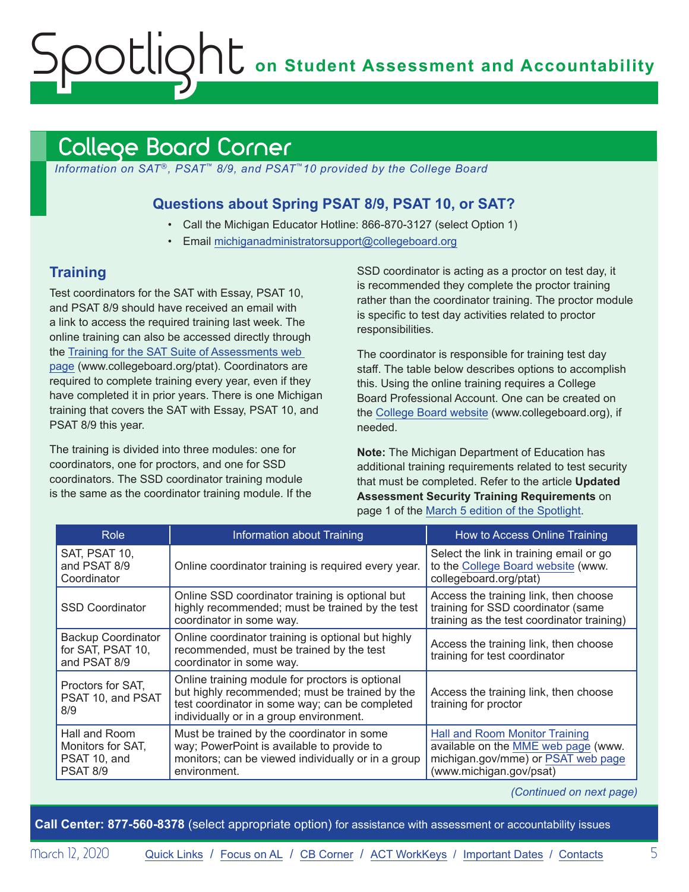## College Board Corner

*Information on SAT®, PSAT™ 8/9, and PSAT™10 provided by the College Board*

### Questions about Spring PSAT 8/9, PSAT 10, or SAT?

- Call the Michigan Educator Hotline: 866-870-3127 (select Option 1)
- Email michiganadministratorsupport@collegeboard.org

### Training

Test coordinators for the SAT with Essay, PSAT 10, and PSAT 8/9 should have received an email with a link to access the required training last week. The online training can also be accessed directly through the Training for the SAT Suite of Assessments web page (www.collegeboard.org/ptat). Coordinators are required to complete training every year, even if they have completed it in prior years. There is one Michigan training that covers the SAT with Essay, PSAT 10, and PSAT 8/9 this year.

The training is divided into three modules: one for coordinators, one for proctors, and one for SSD coordinators. The SSD coordinator training module is the same as the coordinator training module. If the SSD coordinator is acting as a proctor on test day, it is recommended they complete the proctor training rather than the coordinator training. The proctor module is specific to test day activities related to proctor responsibilities.

The coordinator is responsible for training test day staff. The table below describes options to accomplish this. Using the online training requires a College Board Professional Account. One can be created on the College Board website (www.collegeboard.org), if needed.

**Note:** The Michigan Department of Education has additional training requirements related to test security that must be completed. Refer to the article **Updated Assessment Security Training Requirements** on page 1 of the March 5 edition of the Spotlight.

| Role | Information about Training | How to Access Online Training |
|---|---|---|
| SAT, PSAT 10, and PSAT 8/9 Coordinator | Online coordinator training is required every year. | Select the link in training email or go to the College Board website (www.collegeboard.org/ptat) |
| SSD Coordinator | Online SSD coordinator training is optional but highly recommended; must be trained by the test coordinator in some way. | Access the training link, then choose training for SSD coordinator (same training as the test coordinator training) |
| Backup Coordinator for SAT, PSAT 10, and PSAT 8/9 | Online coordinator training is optional but highly recommended, must be trained by the test coordinator in some way. | Access the training link, then choose training for test coordinator |
| Proctors for SAT, PSAT 10, and PSAT 8/9 | Online training module for proctors is optional but highly recommended; must be trained by the test coordinator in some way; can be completed individually or in a group environment. | Access the training link, then choose training for proctor |
| Hall and Room Monitors for SAT, PSAT 10, and PSAT 8/9 | Must be trained by the coordinator in some way; PowerPoint is available to provide to monitors; can be viewed individually or in a group environment. | Hall and Room Monitor Training available on the MME web page (www.michigan.gov/mme) or PSAT web page (www.michigan.gov/psat) |

*(Continued on next page)*

**Call Center: 877-560-8378** (select appropriate option) for assistance with assessment or accountability issues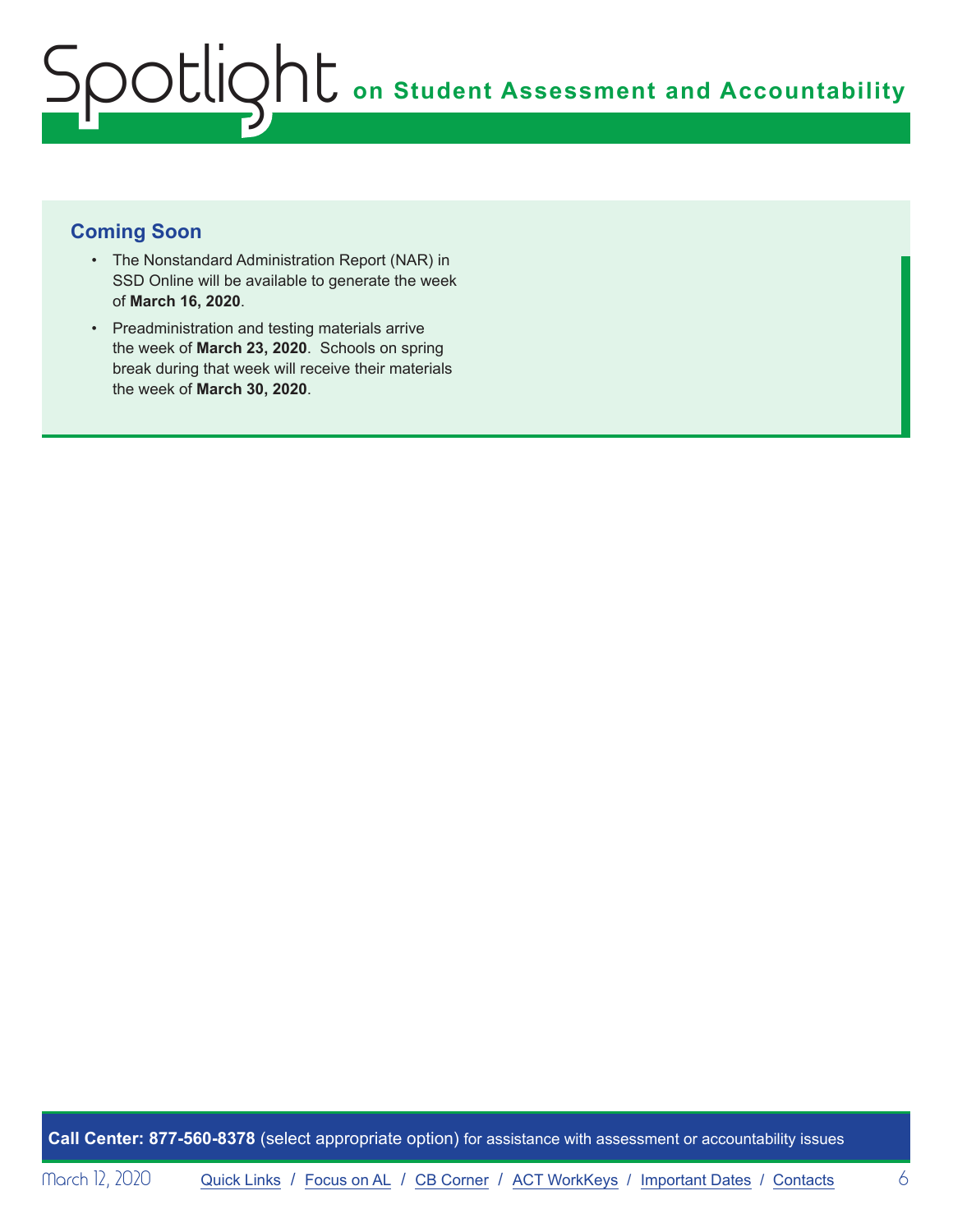## Coming Soon

- The Nonstandard Administration Report (NAR) in SSD Online will be available to generate the week of **March 16, 2020**.
- Preadministration and testing materials arrive the week of **March 23, 2020**. Schools on spring break during that week will receive their materials the week of **March 30, 2020**.

**Call Center: 877-560-8378** (select appropriate option) for assistance with assessment or accountability issues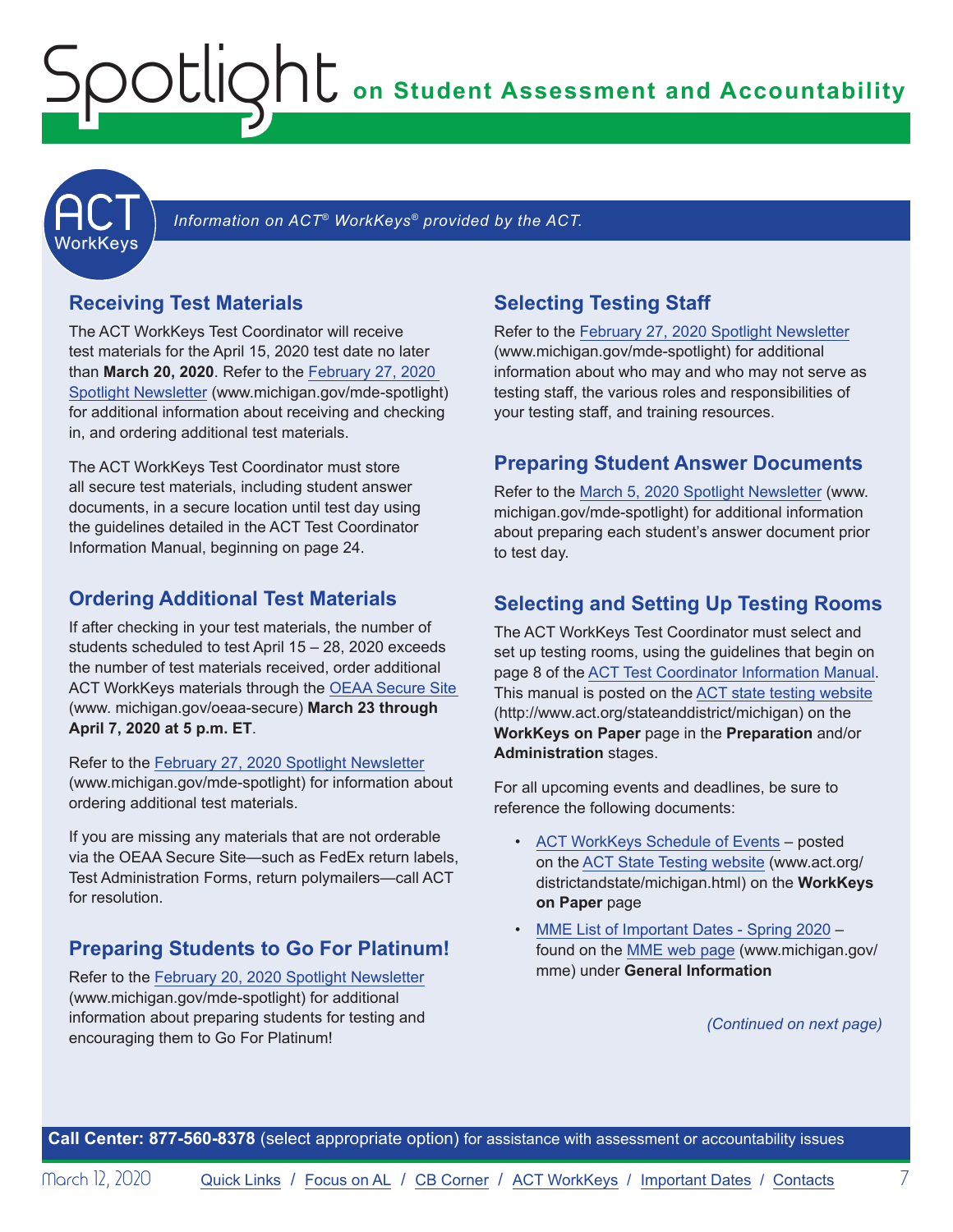## ACT WorkKeys

*Information on ACT® WorkKeys® provided by the ACT.*

### Receiving Test Materials

The ACT WorkKeys Test Coordinator will receive test materials for the April 15, 2020 test date no later than **March 20, 2020**. Refer to the February 27, 2020 Spotlight Newsletter (www.michigan.gov/mde-spotlight) for additional information about receiving and checking in, and ordering additional test materials.

The ACT WorkKeys Test Coordinator must store all secure test materials, including student answer documents, in a secure location until test day using the guidelines detailed in the ACT Test Coordinator Information Manual, beginning on page 24.

### Ordering Additional Test Materials

If after checking in your test materials, the number of students scheduled to test April 15 – 28, 2020 exceeds the number of test materials received, order additional ACT WorkKeys materials through the OEAA Secure Site (www. michigan.gov/oeaa-secure) **March 23 through April 7, 2020 at 5 p.m. ET**.

Refer to the February 27, 2020 Spotlight Newsletter (www.michigan.gov/mde-spotlight) for information about ordering additional test materials.

If you are missing any materials that are not orderable via the OEAA Secure Site—such as FedEx return labels, Test Administration Forms, return polymailers—call ACT for resolution.

### Preparing Students to Go For Platinum!

Refer to the February 20, 2020 Spotlight Newsletter (www.michigan.gov/mde-spotlight) for additional information about preparing students for testing and encouraging them to Go For Platinum!

### Selecting Testing Staff

Refer to the February 27, 2020 Spotlight Newsletter (www.michigan.gov/mde-spotlight) for additional information about who may and who may not serve as testing staff, the various roles and responsibilities of your testing staff, and training resources.

### Preparing Student Answer Documents

Refer to the March 5, 2020 Spotlight Newsletter (www. michigan.gov/mde-spotlight) for additional information about preparing each student's answer document prior to test day.

### Selecting and Setting Up Testing Rooms

The ACT WorkKeys Test Coordinator must select and set up testing rooms, using the guidelines that begin on page 8 of the ACT Test Coordinator Information Manual. This manual is posted on the ACT state testing website (http://www.act.org/stateanddistrict/michigan) on the **WorkKeys on Paper** page in the **Preparation** and/or **Administration** stages.

For all upcoming events and deadlines, be sure to reference the following documents:

- ACT WorkKeys Schedule of Events – posted on the ACT State Testing website (www.act.org/districtandstate/michigan.html) on the **WorkKeys on Paper** page
- MME List of Important Dates - Spring 2020 – found on the MME web page (www.michigan.gov/mme) under **General Information**

*(Continued on next page)*

**Call Center: 877-560-8378** (select appropriate option) for assistance with assessment or accountability issues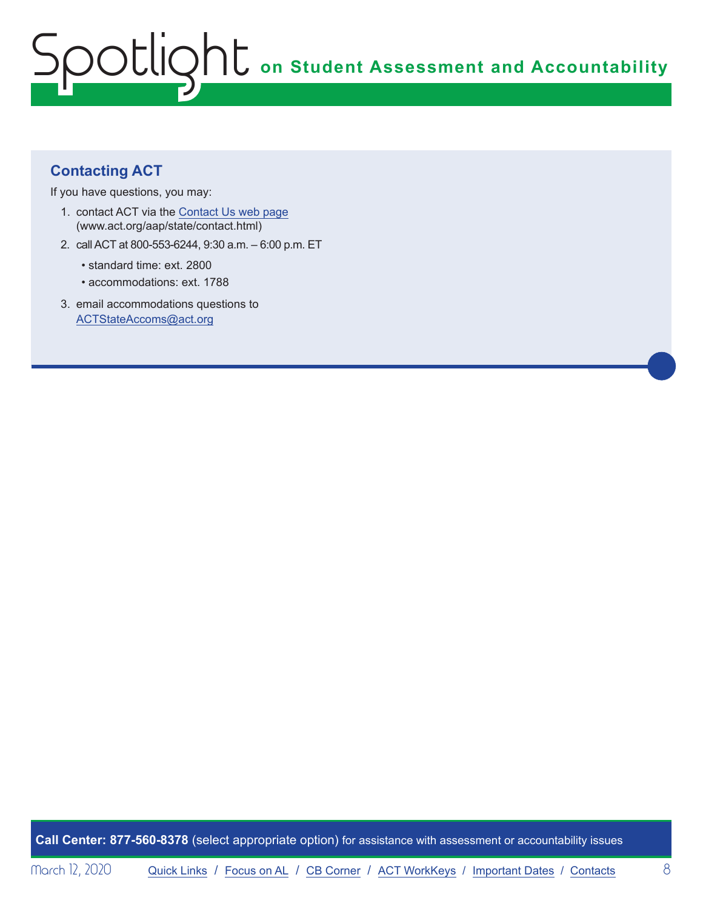## Contacting ACT

If you have questions, you may:

1. contact ACT via the [Contact Us web page](www.act.org/aap/state/contact.html) (www.act.org/aap/state/contact.html)
2. call ACT at 800-553-6244, 9:30 a.m. – 6:00 p.m. ET
   - standard time: ext. 2800
   - accommodations: ext. 1788
3. email accommodations questions to ACTStateAccoms@act.org

**Call Center: 877-560-8378** (select appropriate option) for assistance with assessment or accountability issues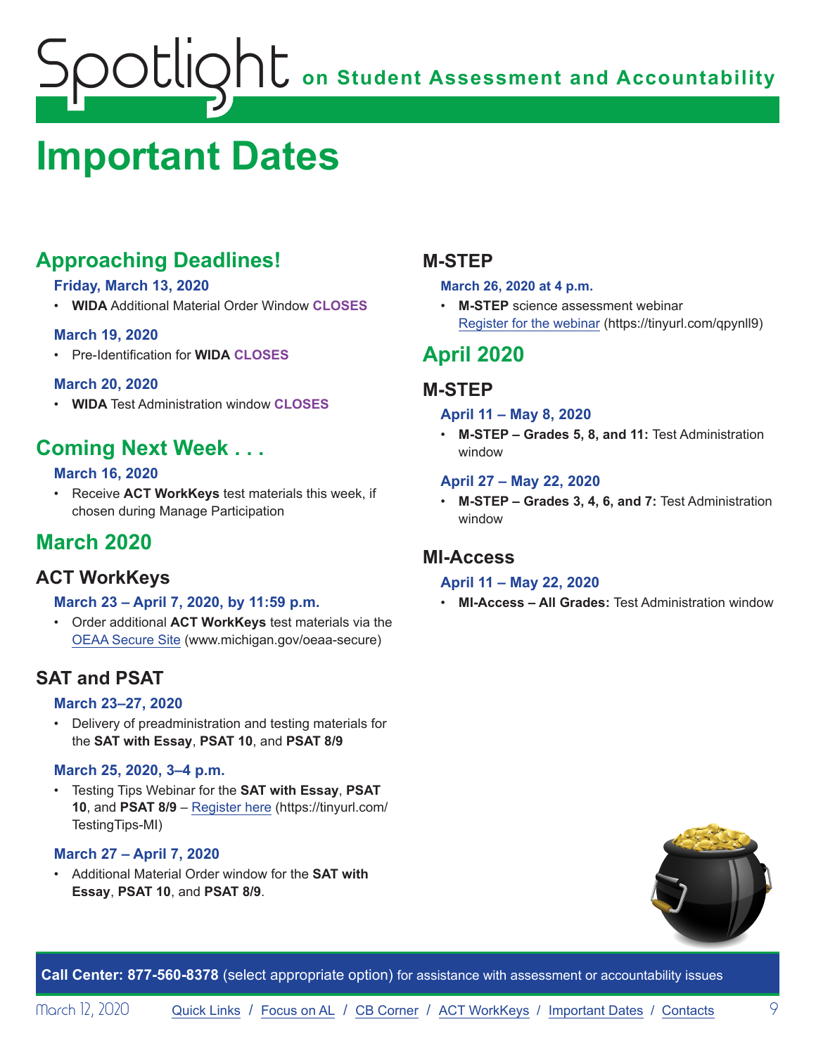# Important Dates

## Approaching Deadlines!

**Friday, March 13, 2020**

- **WIDA** Additional Material Order Window **CLOSES**

**March 19, 2020**

- Pre-Identification for **WIDA** **CLOSES**

**March 20, 2020**

- **WIDA** Test Administration window **CLOSES**

## Coming Next Week . . .

**March 16, 2020**

- Receive **ACT WorkKeys** test materials this week, if chosen during Manage Participation

## March 2020

### ACT WorkKeys

**March 23 – April 7, 2020, by 11:59 p.m.**

- Order additional **ACT WorkKeys** test materials via the OEAA Secure Site (www.michigan.gov/oeaa-secure)

### SAT and PSAT

**March 23–27, 2020**

- Delivery of preadministration and testing materials for the **SAT with Essay**, **PSAT 10**, and **PSAT 8/9**

**March 25, 2020, 3–4 p.m.**

- Testing Tips Webinar for the **SAT with Essay**, **PSAT 10**, and **PSAT 8/9** – Register here (https://tinyurl.com/TestingTips-MI)

**March 27 – April 7, 2020**

- Additional Material Order window for the **SAT with Essay**, **PSAT 10**, and **PSAT 8/9**.

### M-STEP

**March 26, 2020 at 4 p.m.**

- **M-STEP** science assessment webinar  
  Register for the webinar (https://tinyurl.com/qpynll9)

## April 2020

### M-STEP

**April 11 – May 8, 2020**

- **M-STEP – Grades 5, 8, and 11:** Test Administration window

**April 27 – May 22, 2020**

- **M-STEP – Grades 3, 4, 6, and 7:** Test Administration window

### MI-Access

**April 11 – May 22, 2020**

- **MI-Access – All Grades:** Test Administration window

**Call Center: 877-560-8378** (select appropriate option) for assistance with assessment or accountability issues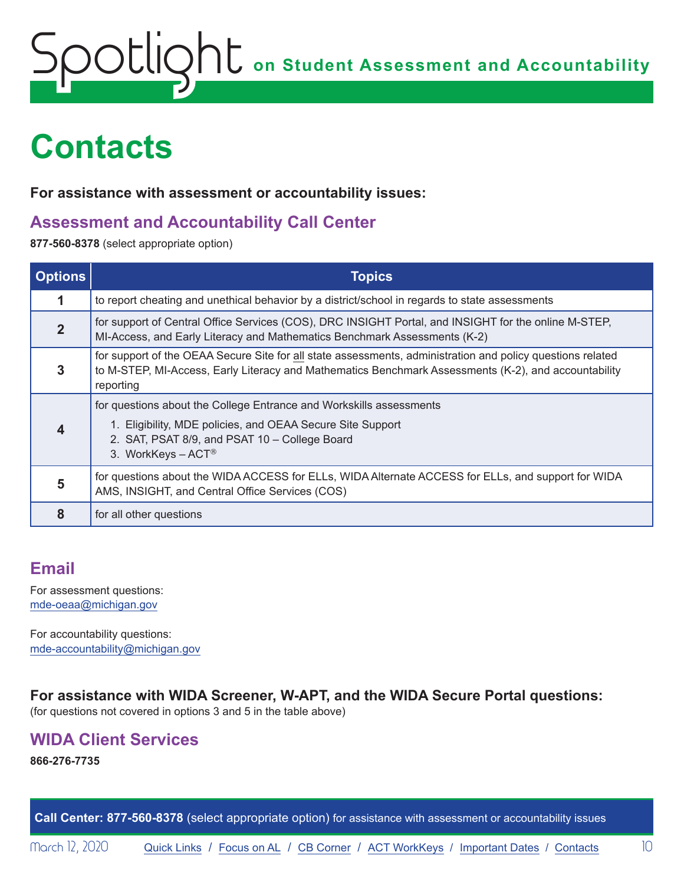# Contacts

**For assistance with assessment or accountability issues:**

## Assessment and Accountability Call Center

**877-560-8378** (select appropriate option)

| Options | Topics |
| --- | --- |
| **1** | to report cheating and unethical behavior by a district/school in regards to state assessments |
| **2** | for support of Central Office Services (COS), DRC INSIGHT Portal, and INSIGHT for the online M-STEP, MI-Access, and Early Literacy and Mathematics Benchmark Assessments (K-2) |
| **3** | for support of the OEAA Secure Site for all state assessments, administration and policy questions related to M-STEP, MI-Access, Early Literacy and Mathematics Benchmark Assessments (K-2), and accountability reporting |
| **4** | for questions about the College Entrance and Workskills assessments<br>1. Eligibility, MDE policies, and OEAA Secure Site Support<br>2. SAT, PSAT 8/9, and PSAT 10 – College Board<br>3. WorkKeys – ACT® |
| **5** | for questions about the WIDA ACCESS for ELLs, WIDA Alternate ACCESS for ELLs, and support for WIDA AMS, INSIGHT, and Central Office Services (COS) |
| **8** | for all other questions |

## Email

For assessment questions:
mde-oeaa@michigan.gov

For accountability questions:
mde-accountability@michigan.gov

**For assistance with WIDA Screener, W-APT, and the WIDA Secure Portal questions:**
(for questions not covered in options 3 and 5 in the table above)

## WIDA Client Services

**866-276-7735**

**Call Center: 877-560-8378** (select appropriate option) for assistance with assessment or accountability issues